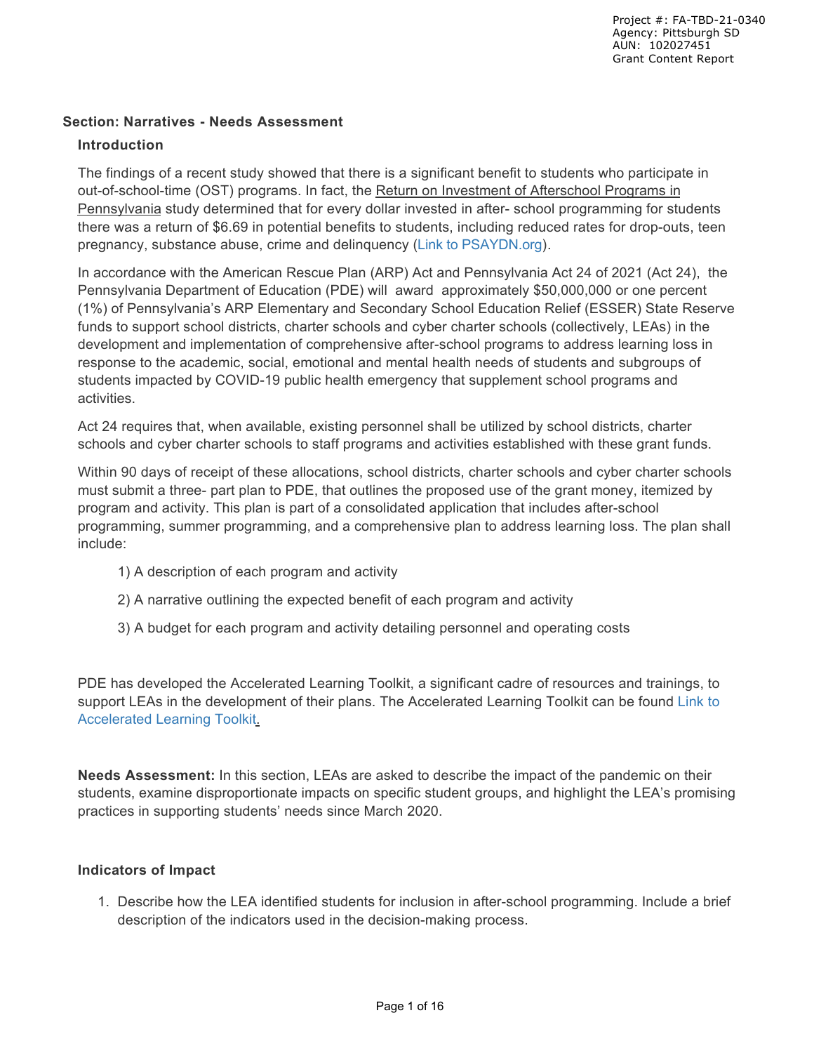Project #: FA-TBD-21-0340
Agency: Pittsburgh SD
AUN: 102027451
Grant Content Report

## Section: Narratives - Needs Assessment

### Introduction

The findings of a recent study showed that there is a significant benefit to students who participate in out-of-school-time (OST) programs. In fact, the Return on Investment of Afterschool Programs in Pennsylvania study determined that for every dollar invested in after- school programming for students there was a return of $6.69 in potential benefits to students, including reduced rates for drop-outs, teen pregnancy, substance abuse, crime and delinquency (Link to PSAYDN.org).

In accordance with the American Rescue Plan (ARP) Act and Pennsylvania Act 24 of 2021 (Act 24), the Pennsylvania Department of Education (PDE) will award approximately $50,000,000 or one percent (1%) of Pennsylvania's ARP Elementary and Secondary School Education Relief (ESSER) State Reserve funds to support school districts, charter schools and cyber charter schools (collectively, LEAs) in the development and implementation of comprehensive after-school programs to address learning loss in response to the academic, social, emotional and mental health needs of students and subgroups of students impacted by COVID-19 public health emergency that supplement school programs and activities.

Act 24 requires that, when available, existing personnel shall be utilized by school districts, charter schools and cyber charter schools to staff programs and activities established with these grant funds.

Within 90 days of receipt of these allocations, school districts, charter schools and cyber charter schools must submit a three- part plan to PDE, that outlines the proposed use of the grant money, itemized by program and activity. This plan is part of a consolidated application that includes after-school programming, summer programming, and a comprehensive plan to address learning loss. The plan shall include:

1) A description of each program and activity

2) A narrative outlining the expected benefit of each program and activity

3) A budget for each program and activity detailing personnel and operating costs

PDE has developed the Accelerated Learning Toolkit, a significant cadre of resources and trainings, to support LEAs in the development of their plans. The Accelerated Learning Toolkit can be found Link to Accelerated Learning Toolkit.

**Needs Assessment:** In this section, LEAs are asked to describe the impact of the pandemic on their students, examine disproportionate impacts on specific student groups, and highlight the LEA's promising practices in supporting students' needs since March 2020.

### Indicators of Impact

1. Describe how the LEA identified students for inclusion in after-school programming. Include a brief description of the indicators used in the decision-making process.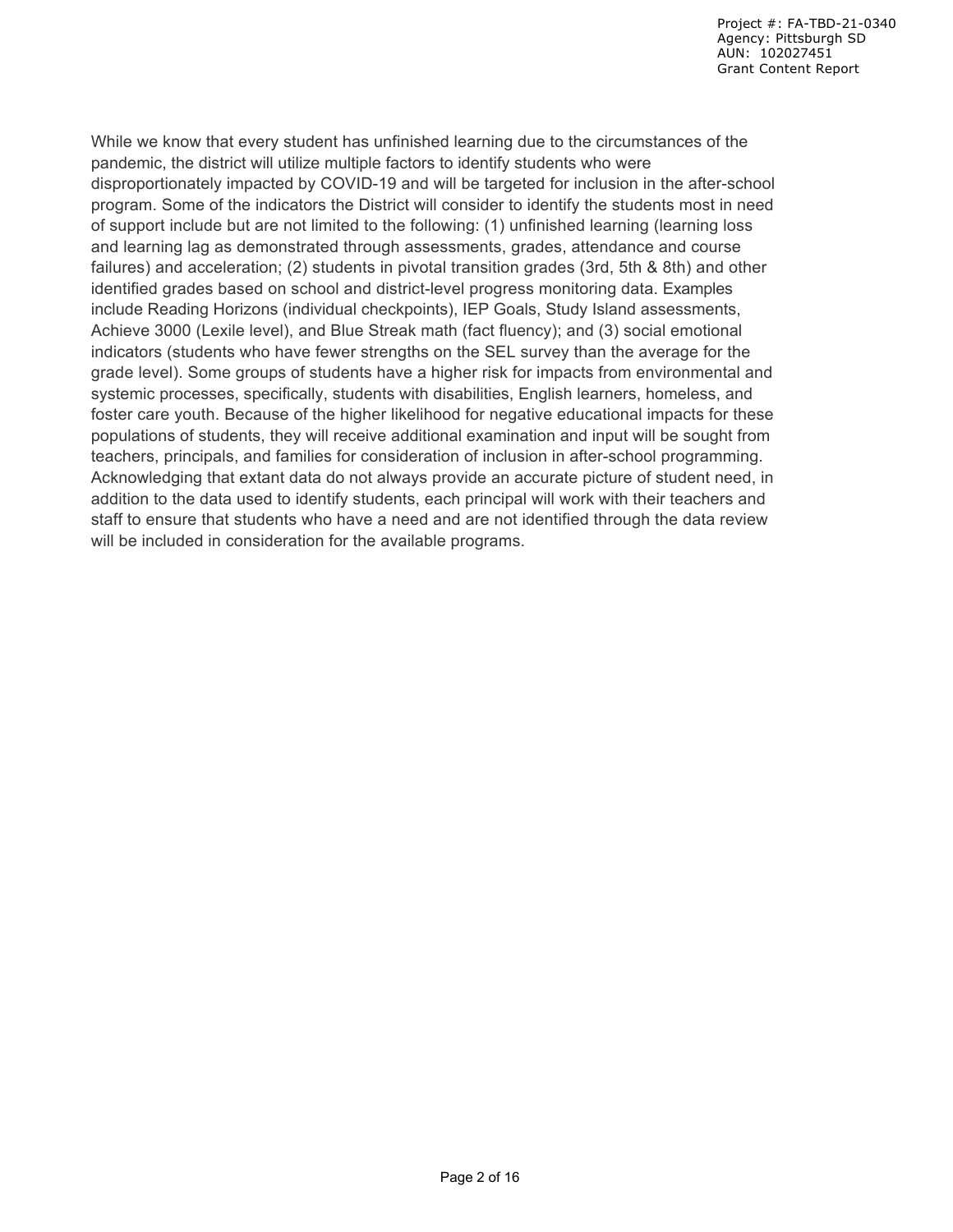While we know that every student has unfinished learning due to the circumstances of the pandemic, the district will utilize multiple factors to identify students who were disproportionately impacted by COVID-19 and will be targeted for inclusion in the after-school program. Some of the indicators the District will consider to identify the students most in need of support include but are not limited to the following: (1) unfinished learning (learning loss and learning lag as demonstrated through assessments, grades, attendance and course failures) and acceleration; (2) students in pivotal transition grades (3rd, 5th & 8th) and other identified grades based on school and district-level progress monitoring data. Examples include Reading Horizons (individual checkpoints), IEP Goals, Study Island assessments, Achieve 3000 (Lexile level), and Blue Streak math (fact fluency); and (3) social emotional indicators (students who have fewer strengths on the SEL survey than the average for the grade level). Some groups of students have a higher risk for impacts from environmental and systemic processes, specifically, students with disabilities, English learners, homeless, and foster care youth. Because of the higher likelihood for negative educational impacts for these populations of students, they will receive additional examination and input will be sought from teachers, principals, and families for consideration of inclusion in after-school programming. Acknowledging that extant data do not always provide an accurate picture of student need, in addition to the data used to identify students, each principal will work with their teachers and staff to ensure that students who have a need and are not identified through the data review will be included in consideration for the available programs.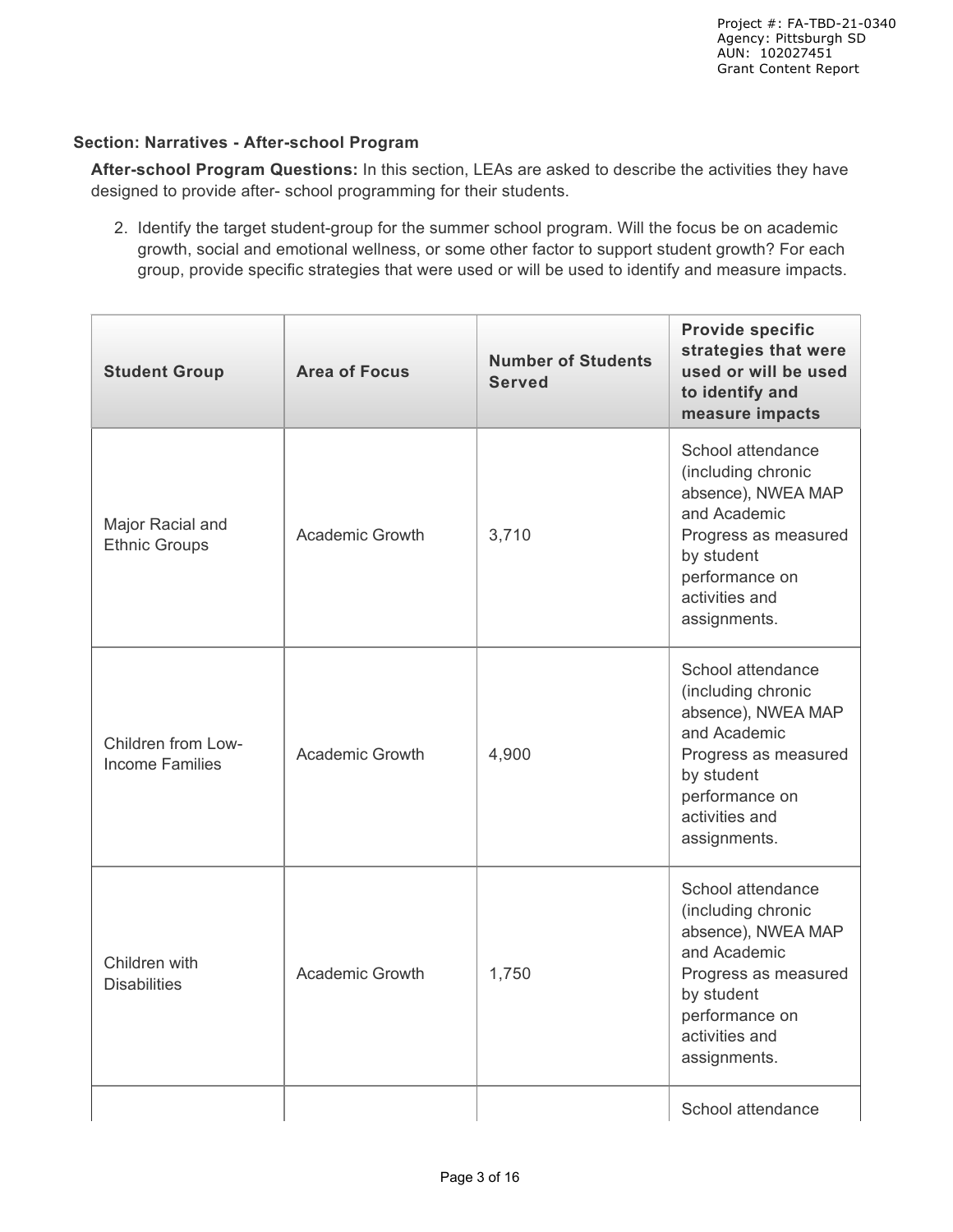**Section: Narratives - After-school Program**

**After-school Program Questions:** In this section, LEAs are asked to describe the activities they have designed to provide after- school programming for their students.

2. Identify the target student-group for the summer school program. Will the focus be on academic growth, social and emotional wellness, or some other factor to support student growth? For each group, provide specific strategies that were used or will be used to identify and measure impacts.

| Student Group | Area of Focus | Number of Students Served | Provide specific strategies that were used or will be used to identify and measure impacts |
|---|---|---|---|
| Major Racial and Ethnic Groups | Academic Growth | 3,710 | School attendance (including chronic absence), NWEA MAP and Academic Progress as measured by student performance on activities and assignments. |
| Children from Low-Income Families | Academic Growth | 4,900 | School attendance (including chronic absence), NWEA MAP and Academic Progress as measured by student performance on activities and assignments. |
| Children with Disabilities | Academic Growth | 1,750 | School attendance (including chronic absence), NWEA MAP and Academic Progress as measured by student performance on activities and assignments. |
| | | | School attendance |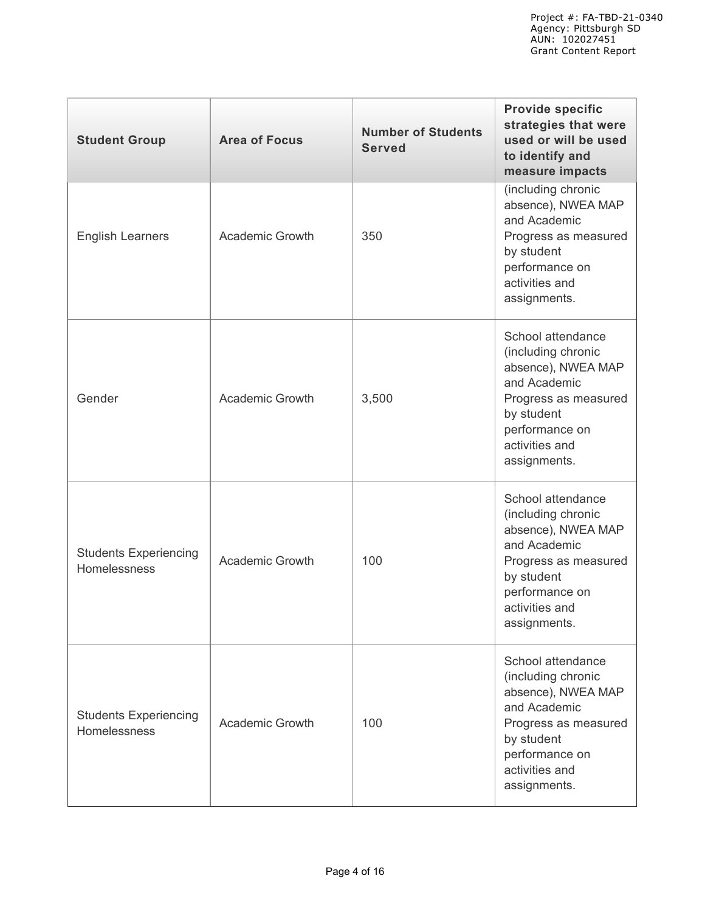| Student Group | Area of Focus | Number of Students Served | Provide specific strategies that were used or will be used to identify and measure impacts |
|---|---|---|---|
| English Learners | Academic Growth | 350 | (including chronic absence), NWEA MAP and Academic Progress as measured by student performance on activities and assignments. |
| Gender | Academic Growth | 3,500 | School attendance (including chronic absence), NWEA MAP and Academic Progress as measured by student performance on activities and assignments. |
| Students Experiencing Homelessness | Academic Growth | 100 | School attendance (including chronic absence), NWEA MAP and Academic Progress as measured by student performance on activities and assignments. |
| Students Experiencing Homelessness | Academic Growth | 100 | School attendance (including chronic absence), NWEA MAP and Academic Progress as measured by student performance on activities and assignments. |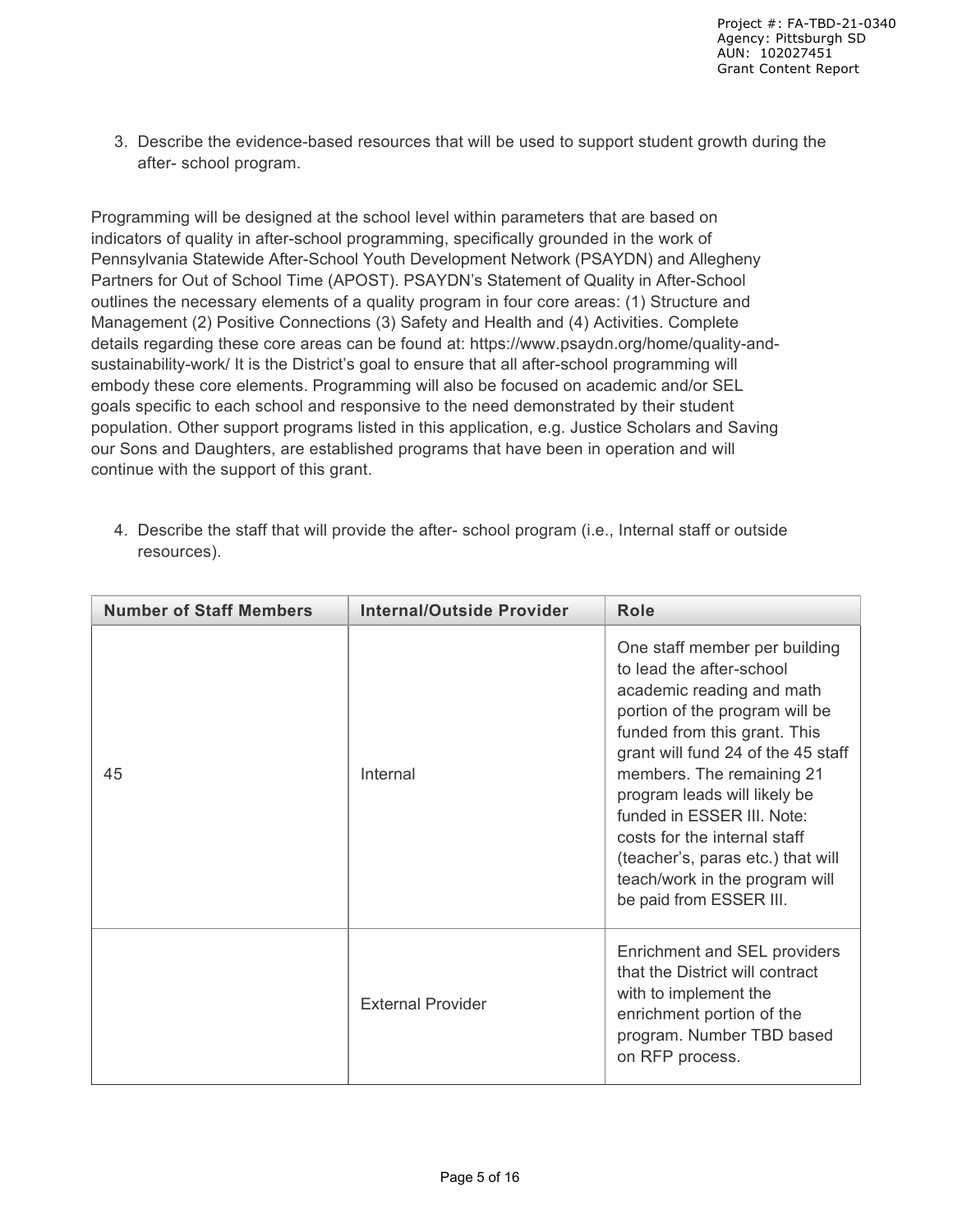3. Describe the evidence-based resources that will be used to support student growth during the after- school program.

Programming will be designed at the school level within parameters that are based on indicators of quality in after-school programming, specifically grounded in the work of Pennsylvania Statewide After-School Youth Development Network (PSAYDN) and Allegheny Partners for Out of School Time (APOST). PSAYDN's Statement of Quality in After-School outlines the necessary elements of a quality program in four core areas: (1) Structure and Management (2) Positive Connections (3) Safety and Health and (4) Activities. Complete details regarding these core areas can be found at: https://www.psaydn.org/home/quality-and-sustainability-work/ It is the District's goal to ensure that all after-school programming will embody these core elements. Programming will also be focused on academic and/or SEL goals specific to each school and responsive to the need demonstrated by their student population. Other support programs listed in this application, e.g. Justice Scholars and Saving our Sons and Daughters, are established programs that have been in operation and will continue with the support of this grant.

4. Describe the staff that will provide the after- school program (i.e., Internal staff or outside resources).

| Number of Staff Members | Internal/Outside Provider | Role |
|---|---|---|
| 45 | Internal | One staff member per building to lead the after-school academic reading and math portion of the program will be funded from this grant. This grant will fund 24 of the 45 staff members. The remaining 21 program leads will likely be funded in ESSER III. Note: costs for the internal staff (teacher's, paras etc.) that will teach/work in the program will be paid from ESSER III. |
| | External Provider | Enrichment and SEL providers that the District will contract with to implement the enrichment portion of the program. Number TBD based on RFP process. |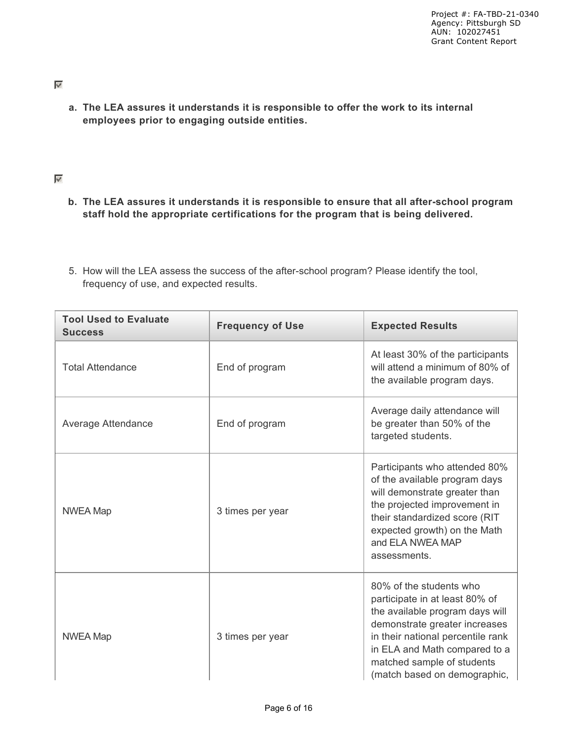☑

**a. The LEA assures it understands it is responsible to offer the work to its internal employees prior to engaging outside entities.**

☑

**b. The LEA assures it understands it is responsible to ensure that all after-school program staff hold the appropriate certifications for the program that is being delivered.**

5. How will the LEA assess the success of the after-school program? Please identify the tool, frequency of use, and expected results.

| Tool Used to Evaluate Success | Frequency of Use | Expected Results |
|---|---|---|
| Total Attendance | End of program | At least 30% of the participants will attend a minimum of 80% of the available program days. |
| Average Attendance | End of program | Average daily attendance will be greater than 50% of the targeted students. |
| NWEA Map | 3 times per year | Participants who attended 80% of the available program days will demonstrate greater than the projected improvement in their standardized score (RIT expected growth) on the Math and ELA NWEA MAP assessments. |
| NWEA Map | 3 times per year | 80% of the students who participate in at least 80% of the available program days will demonstrate greater increases in their national percentile rank in ELA and Math compared to a matched sample of students (match based on demographic, |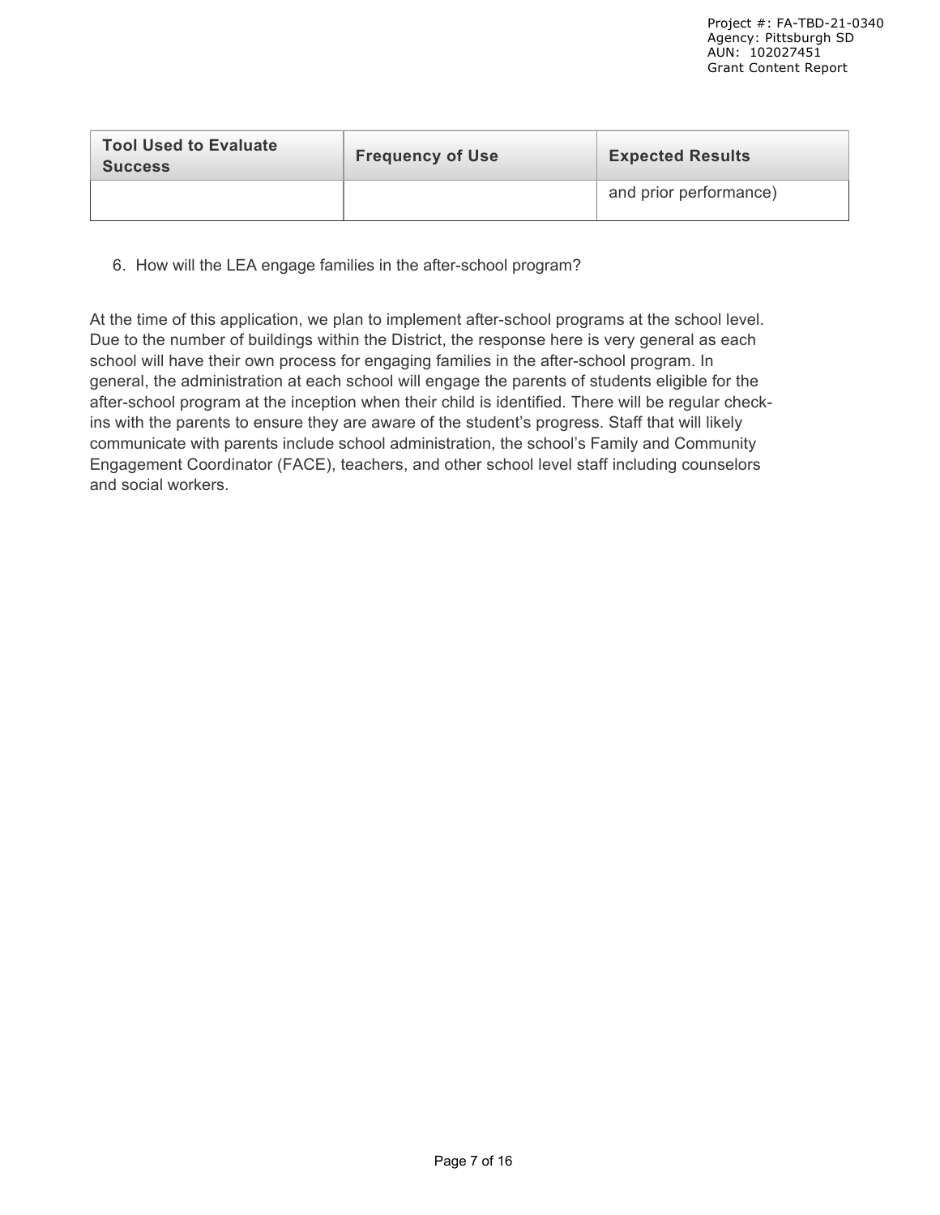| Tool Used to Evaluate Success | Frequency of Use | Expected Results |
|---|---|---|
| | | and prior performance) |

6. How will the LEA engage families in the after-school program?

At the time of this application, we plan to implement after-school programs at the school level. Due to the number of buildings within the District, the response here is very general as each school will have their own process for engaging families in the after-school program. In general, the administration at each school will engage the parents of students eligible for the after-school program at the inception when their child is identified. There will be regular check-ins with the parents to ensure they are aware of the student's progress. Staff that will likely communicate with parents include school administration, the school's Family and Community Engagement Coordinator (FACE), teachers, and other school level staff including counselors and social workers.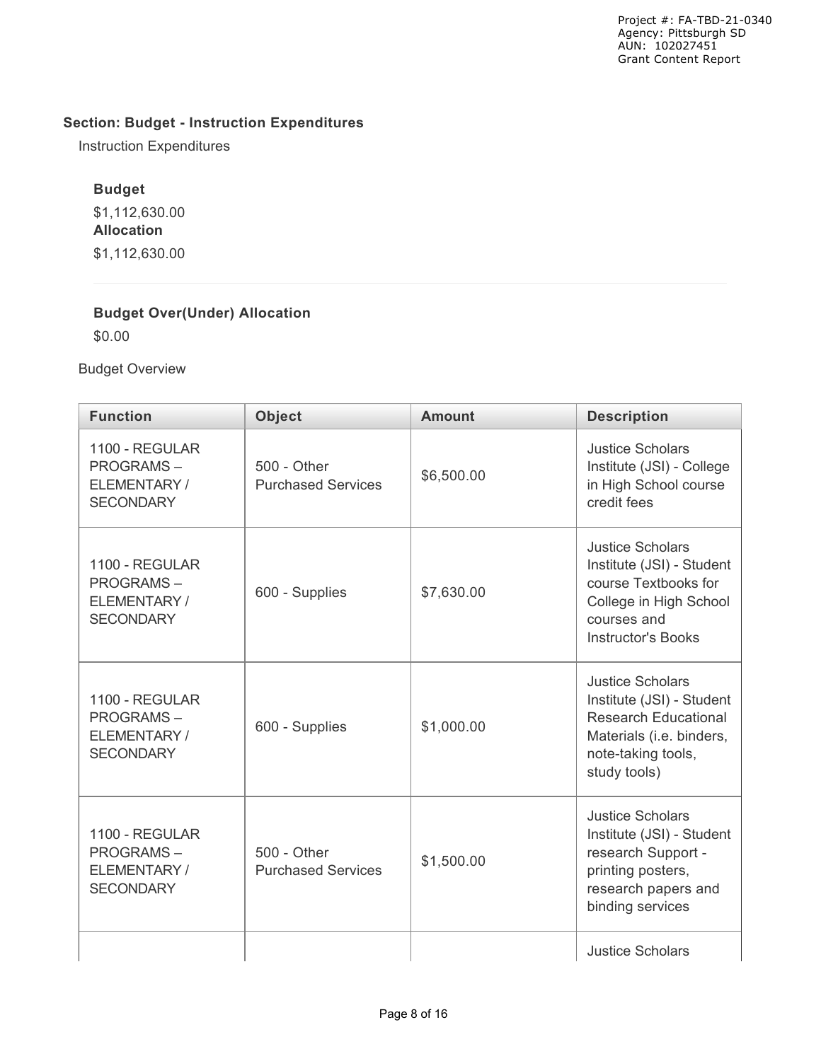**Section: Budget - Instruction Expenditures**

Instruction Expenditures

**Budget**

$1,112,630.00

**Allocation**

$1,112,630.00

**Budget Over(Under) Allocation**

$0.00

Budget Overview

| Function | Object | Amount | Description |
| --- | --- | --- | --- |
| 1100 - REGULAR PROGRAMS – ELEMENTARY / SECONDARY | 500 - Other Purchased Services | $6,500.00 | Justice Scholars Institute (JSI) - College in High School course credit fees |
| 1100 - REGULAR PROGRAMS – ELEMENTARY / SECONDARY | 600 - Supplies | $7,630.00 | Justice Scholars Institute (JSI) - Student course Textbooks for College in High School courses and Instructor's Books |
| 1100 - REGULAR PROGRAMS – ELEMENTARY / SECONDARY | 600 - Supplies | $1,000.00 | Justice Scholars Institute (JSI) - Student Research Educational Materials (i.e. binders, note-taking tools, study tools) |
| 1100 - REGULAR PROGRAMS – ELEMENTARY / SECONDARY | 500 - Other Purchased Services | $1,500.00 | Justice Scholars Institute (JSI) - Student research Support - printing posters, research papers and binding services |
| | | | Justice Scholars |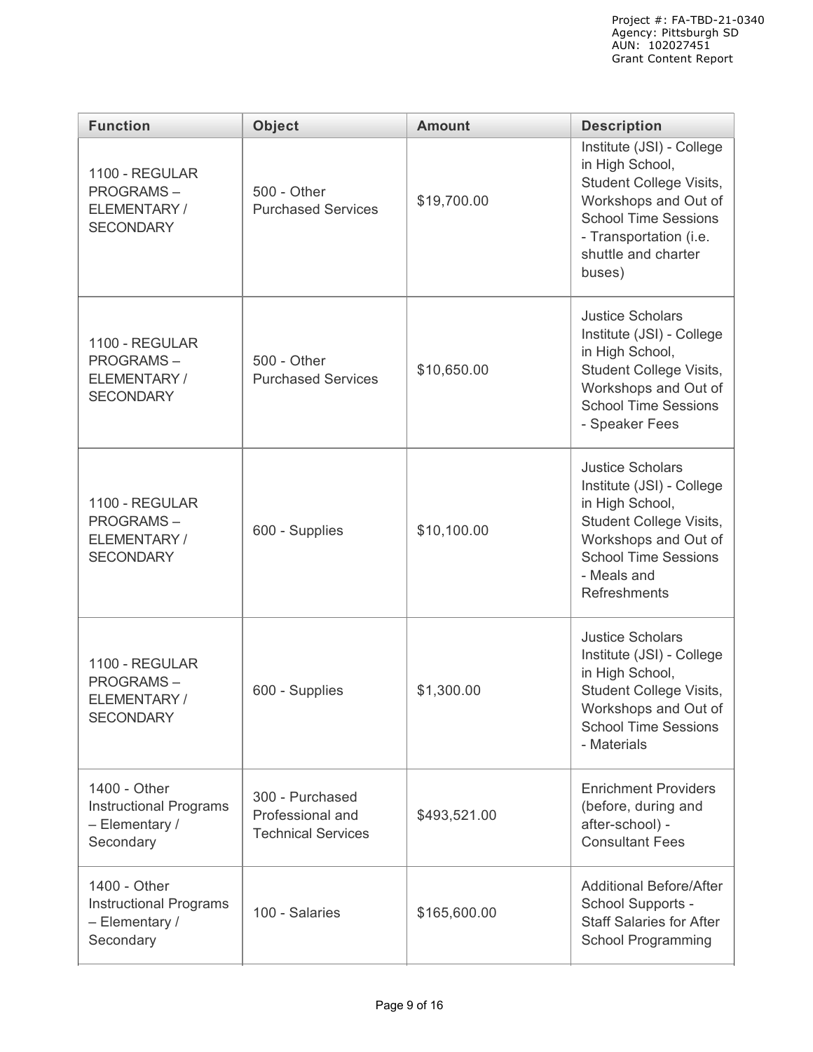| Function | Object | Amount | Description |
|---|---|---|---|
| 1100 - REGULAR PROGRAMS – ELEMENTARY / SECONDARY | 500 - Other Purchased Services | $19,700.00 | Institute (JSI) - College in High School, Student College Visits, Workshops and Out of School Time Sessions - Transportation (i.e. shuttle and charter buses) |
| 1100 - REGULAR PROGRAMS – ELEMENTARY / SECONDARY | 500 - Other Purchased Services | $10,650.00 | Justice Scholars Institute (JSI) - College in High School, Student College Visits, Workshops and Out of School Time Sessions - Speaker Fees |
| 1100 - REGULAR PROGRAMS – ELEMENTARY / SECONDARY | 600 - Supplies | $10,100.00 | Justice Scholars Institute (JSI) - College in High School, Student College Visits, Workshops and Out of School Time Sessions - Meals and Refreshments |
| 1100 - REGULAR PROGRAMS – ELEMENTARY / SECONDARY | 600 - Supplies | $1,300.00 | Justice Scholars Institute (JSI) - College in High School, Student College Visits, Workshops and Out of School Time Sessions - Materials |
| 1400 - Other Instructional Programs – Elementary / Secondary | 300 - Purchased Professional and Technical Services | $493,521.00 | Enrichment Providers (before, during and after-school) - Consultant Fees |
| 1400 - Other Instructional Programs – Elementary / Secondary | 100 - Salaries | $165,600.00 | Additional Before/After School Supports - Staff Salaries for After School Programming |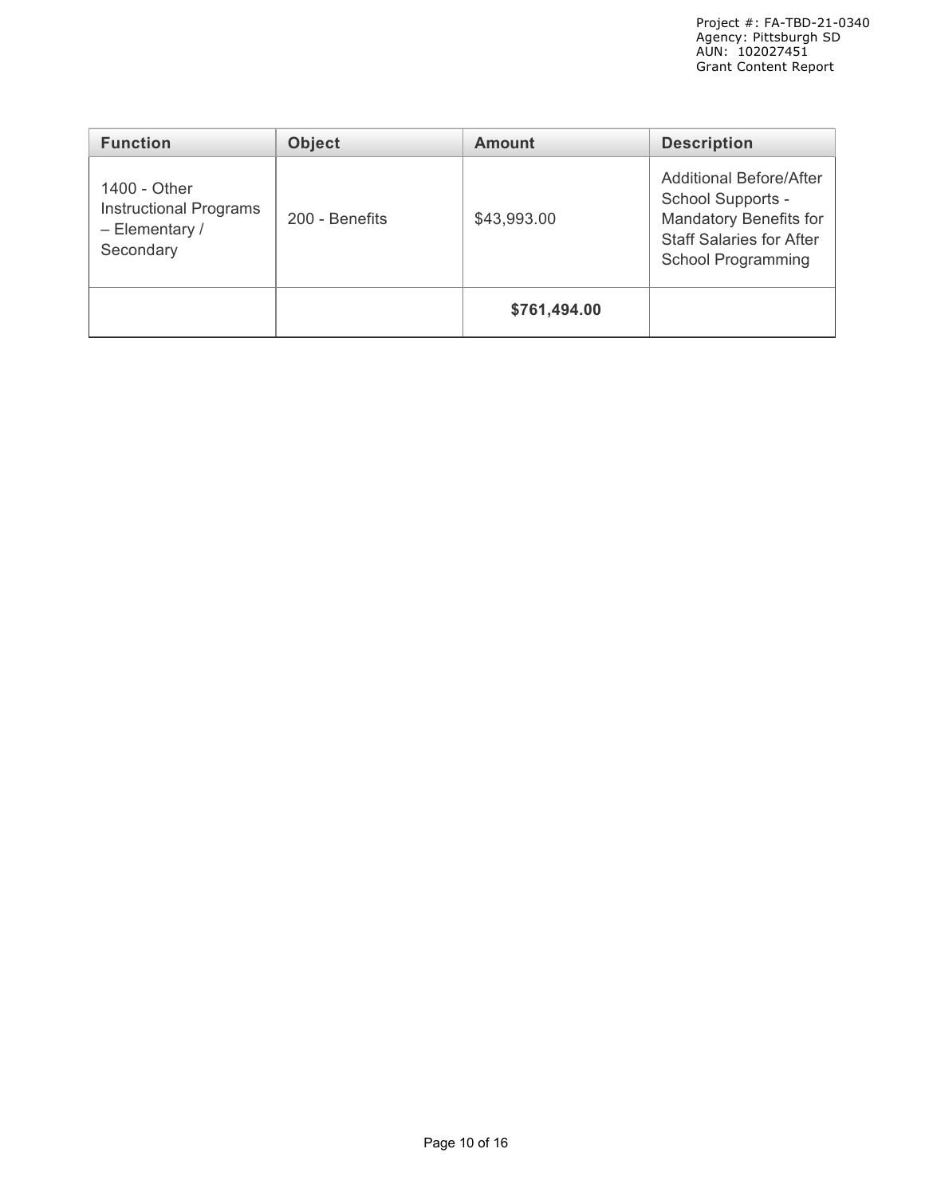| Function | Object | Amount | Description |
| --- | --- | --- | --- |
| 1400 - Other Instructional Programs – Elementary / Secondary | 200 - Benefits | $43,993.00 | Additional Before/After School Supports - Mandatory Benefits for Staff Salaries for After School Programming |
| | | **$761,494.00** | |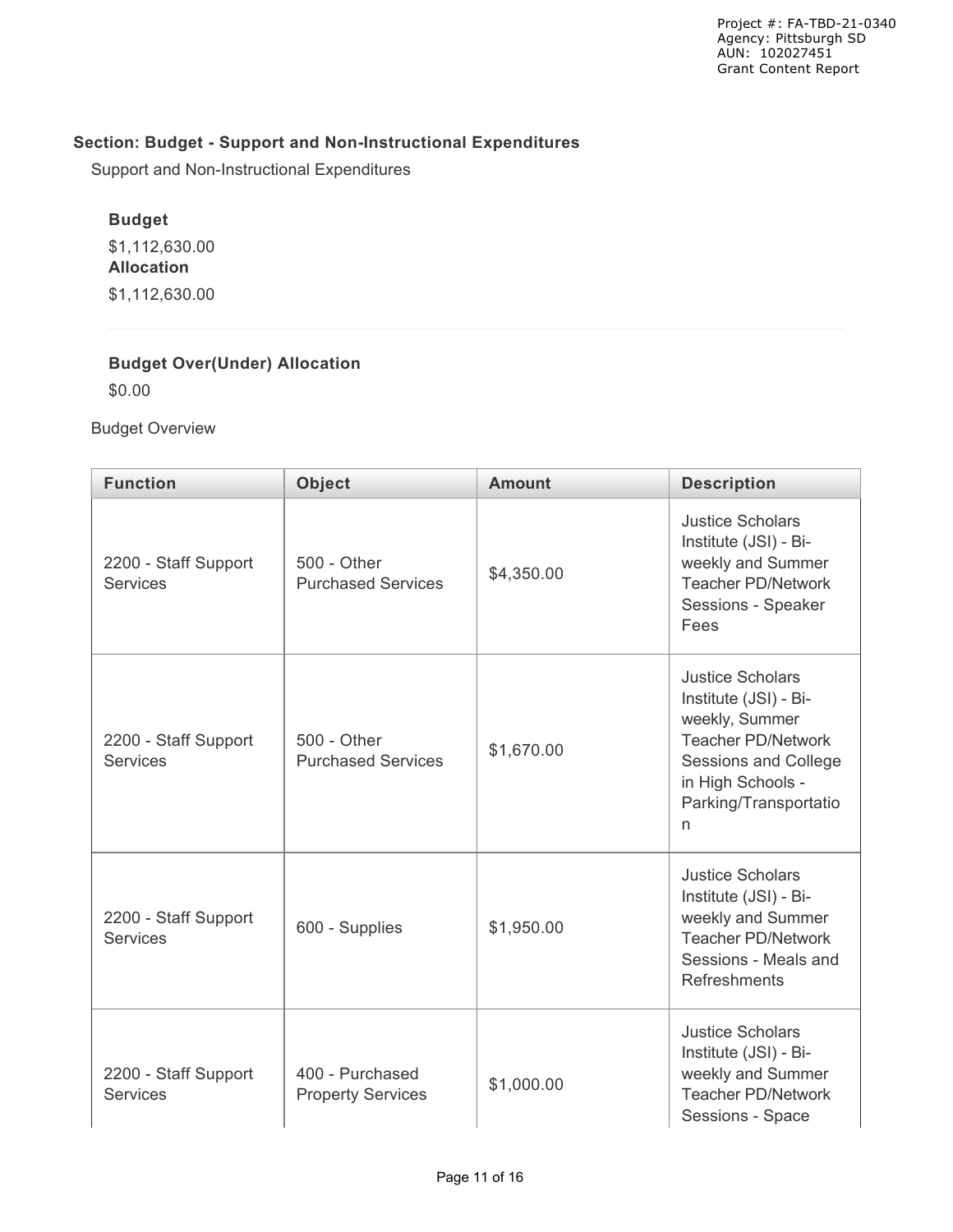## Section: Budget - Support and Non-Instructional Expenditures

Support and Non-Instructional Expenditures

**Budget**

$1,112,630.00

**Allocation**

$1,112,630.00

**Budget Over(Under) Allocation**

$0.00

Budget Overview

| Function | Object | Amount | Description |
| --- | --- | --- | --- |
| 2200 - Staff Support Services | 500 - Other Purchased Services | $4,350.00 | Justice Scholars Institute (JSI) - Bi-weekly and Summer Teacher PD/Network Sessions - Speaker Fees |
| 2200 - Staff Support Services | 500 - Other Purchased Services | $1,670.00 | Justice Scholars Institute (JSI) - Bi-weekly, Summer Teacher PD/Network Sessions and College in High Schools - Parking/Transportation |
| 2200 - Staff Support Services | 600 - Supplies | $1,950.00 | Justice Scholars Institute (JSI) - Bi-weekly and Summer Teacher PD/Network Sessions - Meals and Refreshments |
| 2200 - Staff Support Services | 400 - Purchased Property Services | $1,000.00 | Justice Scholars Institute (JSI) - Bi-weekly and Summer Teacher PD/Network Sessions - Space |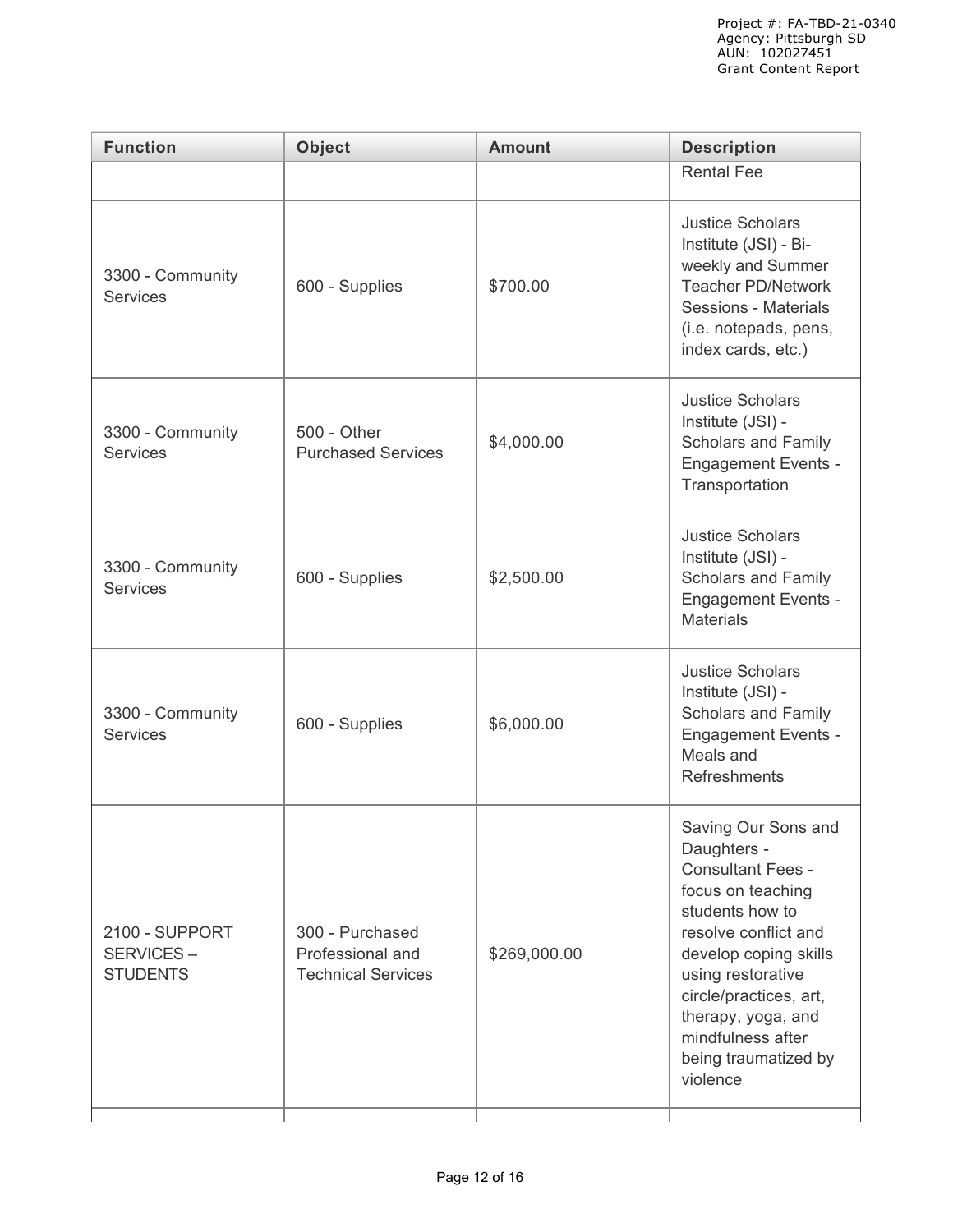| Function | Object | Amount | Description |
|---|---|---|---|
| | | | Rental Fee |
| 3300 - Community Services | 600 - Supplies | $700.00 | Justice Scholars Institute (JSI) - Bi-weekly and Summer Teacher PD/Network Sessions - Materials (i.e. notepads, pens, index cards, etc.) |
| 3300 - Community Services | 500 - Other Purchased Services | $4,000.00 | Justice Scholars Institute (JSI) - Scholars and Family Engagement Events - Transportation |
| 3300 - Community Services | 600 - Supplies | $2,500.00 | Justice Scholars Institute (JSI) - Scholars and Family Engagement Events - Materials |
| 3300 - Community Services | 600 - Supplies | $6,000.00 | Justice Scholars Institute (JSI) - Scholars and Family Engagement Events - Meals and Refreshments |
| 2100 - SUPPORT SERVICES – STUDENTS | 300 - Purchased Professional and Technical Services | $269,000.00 | Saving Our Sons and Daughters - Consultant Fees - focus on teaching students how to resolve conflict and develop coping skills using restorative circle/practices, art, therapy, yoga, and mindfulness after being traumatized by violence |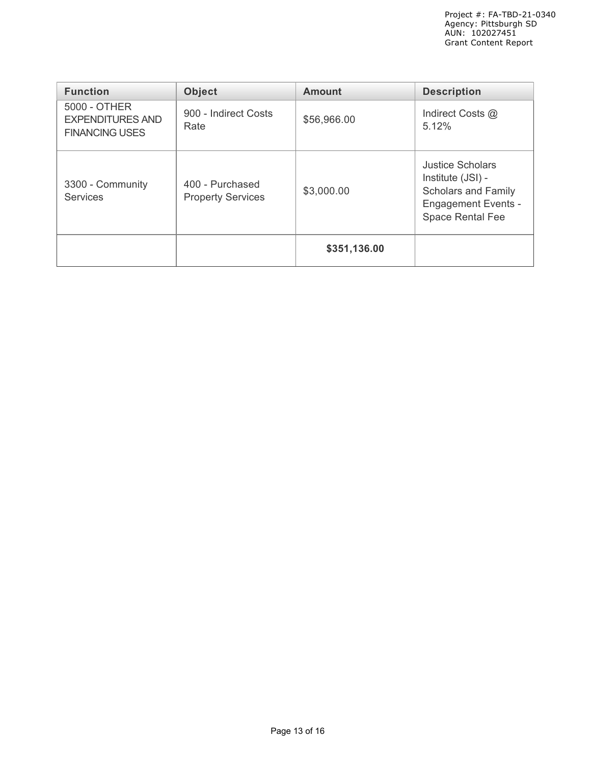| Function | Object | Amount | Description |
| --- | --- | --- | --- |
| 5000 - OTHER EXPENDITURES AND FINANCING USES | 900 - Indirect Costs Rate | $56,966.00 | Indirect Costs @ 5.12% |
| 3300 - Community Services | 400 - Purchased Property Services | $3,000.00 | Justice Scholars Institute (JSI) - Scholars and Family Engagement Events - Space Rental Fee |
| | | **$351,136.00** | |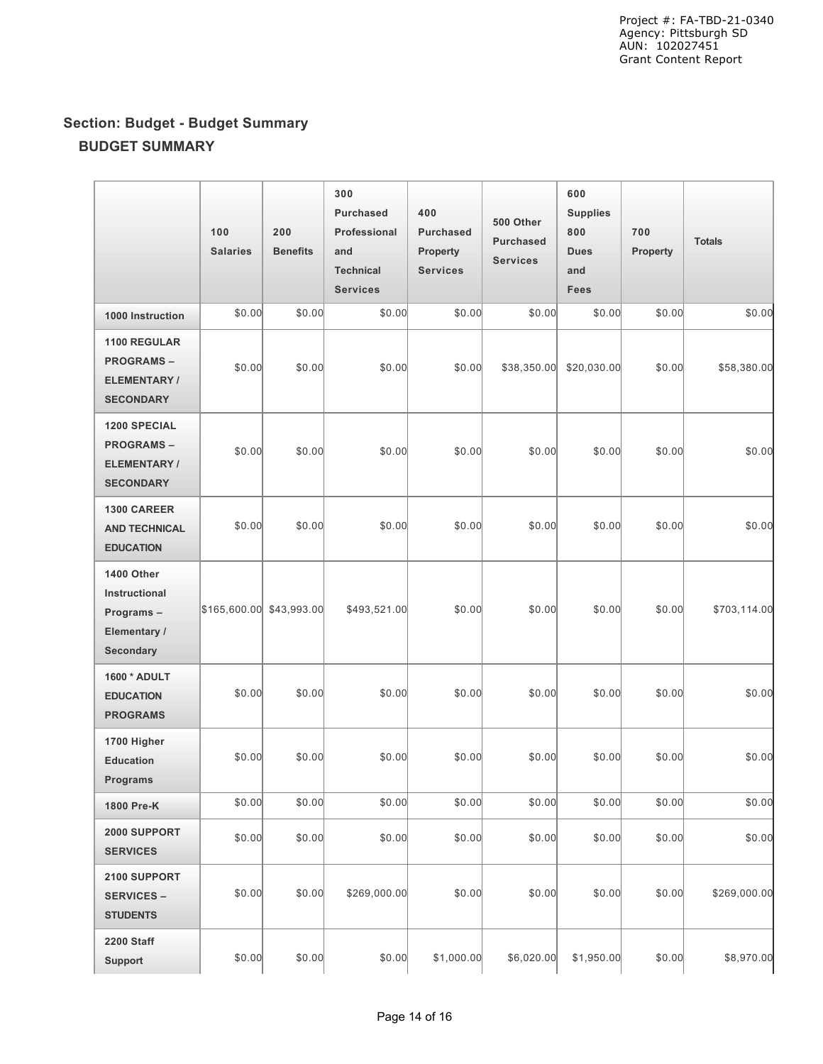## Section: Budget - Budget Summary

### BUDGET SUMMARY

| | 100 Salaries | 200 Benefits | 300 Purchased Professional and Technical Services | 400 Purchased Property Services | 500 Other Purchased Services | 600 Supplies 800 Dues and Fees | 700 Property | Totals |
|---|---|---|---|---|---|---|---|---|
| **1000 Instruction** | $0.00 | $0.00 | $0.00 | $0.00 | $0.00 | $0.00 | $0.00 | $0.00 |
| **1100 REGULAR PROGRAMS – ELEMENTARY / SECONDARY** | $0.00 | $0.00 | $0.00 | $0.00 | $38,350.00 | $20,030.00 | $0.00 | $58,380.00 |
| **1200 SPECIAL PROGRAMS – ELEMENTARY / SECONDARY** | $0.00 | $0.00 | $0.00 | $0.00 | $0.00 | $0.00 | $0.00 | $0.00 |
| **1300 CAREER AND TECHNICAL EDUCATION** | $0.00 | $0.00 | $0.00 | $0.00 | $0.00 | $0.00 | $0.00 | $0.00 |
| **1400 Other Instructional Programs – Elementary / Secondary** | $165,600.00 | $43,993.00 | $493,521.00 | $0.00 | $0.00 | $0.00 | $0.00 | $703,114.00 |
| **1600 * ADULT EDUCATION PROGRAMS** | $0.00 | $0.00 | $0.00 | $0.00 | $0.00 | $0.00 | $0.00 | $0.00 |
| **1700 Higher Education Programs** | $0.00 | $0.00 | $0.00 | $0.00 | $0.00 | $0.00 | $0.00 | $0.00 |
| **1800 Pre-K** | $0.00 | $0.00 | $0.00 | $0.00 | $0.00 | $0.00 | $0.00 | $0.00 |
| **2000 SUPPORT SERVICES** | $0.00 | $0.00 | $0.00 | $0.00 | $0.00 | $0.00 | $0.00 | $0.00 |
| **2100 SUPPORT SERVICES – STUDENTS** | $0.00 | $0.00 | $269,000.00 | $0.00 | $0.00 | $0.00 | $0.00 | $269,000.00 |
| **2200 Staff Support** | $0.00 | $0.00 | $0.00 | $1,000.00 | $6,020.00 | $1,950.00 | $0.00 | $8,970.00 |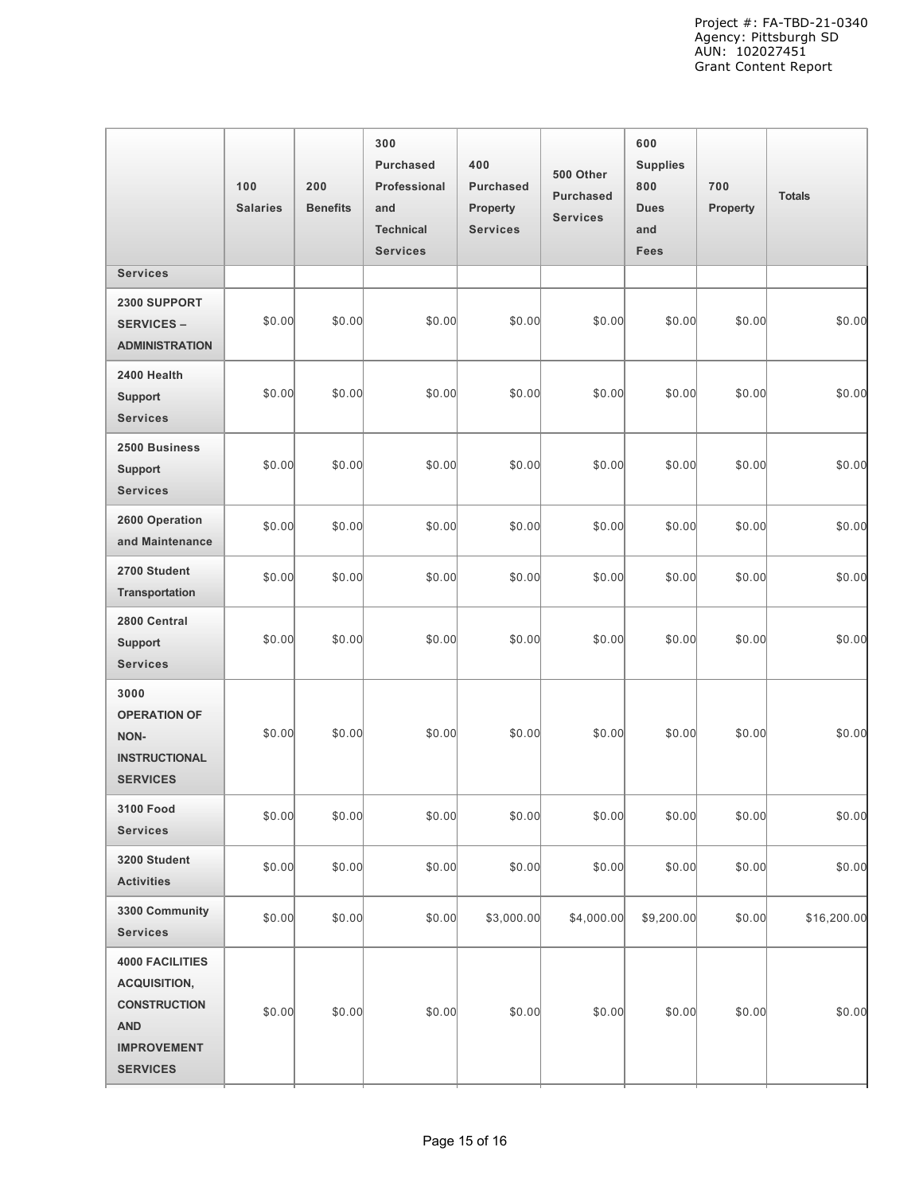| | 100 Salaries | 200 Benefits | 300 Purchased Professional and Technical Services | 400 Purchased Property Services | 500 Other Purchased Services | 600 Supplies 800 Dues and Fees | 700 Property | Totals |
|---|---|---|---|---|---|---|---|---|
| Services | | | | | | | | |
| 2300 SUPPORT SERVICES – ADMINISTRATION | $0.00 | $0.00 | $0.00 | $0.00 | $0.00 | $0.00 | $0.00 | $0.00 |
| 2400 Health Support Services | $0.00 | $0.00 | $0.00 | $0.00 | $0.00 | $0.00 | $0.00 | $0.00 |
| 2500 Business Support Services | $0.00 | $0.00 | $0.00 | $0.00 | $0.00 | $0.00 | $0.00 | $0.00 |
| 2600 Operation and Maintenance | $0.00 | $0.00 | $0.00 | $0.00 | $0.00 | $0.00 | $0.00 | $0.00 |
| 2700 Student Transportation | $0.00 | $0.00 | $0.00 | $0.00 | $0.00 | $0.00 | $0.00 | $0.00 |
| 2800 Central Support Services | $0.00 | $0.00 | $0.00 | $0.00 | $0.00 | $0.00 | $0.00 | $0.00 |
| 3000 OPERATION OF NON-INSTRUCTIONAL SERVICES | $0.00 | $0.00 | $0.00 | $0.00 | $0.00 | $0.00 | $0.00 | $0.00 |
| 3100 Food Services | $0.00 | $0.00 | $0.00 | $0.00 | $0.00 | $0.00 | $0.00 | $0.00 |
| 3200 Student Activities | $0.00 | $0.00 | $0.00 | $0.00 | $0.00 | $0.00 | $0.00 | $0.00 |
| 3300 Community Services | $0.00 | $0.00 | $0.00 | $3,000.00 | $4,000.00 | $9,200.00 | $0.00 | $16,200.00 |
| 4000 FACILITIES ACQUISITION, CONSTRUCTION AND IMPROVEMENT SERVICES | $0.00 | $0.00 | $0.00 | $0.00 | $0.00 | $0.00 | $0.00 | $0.00 |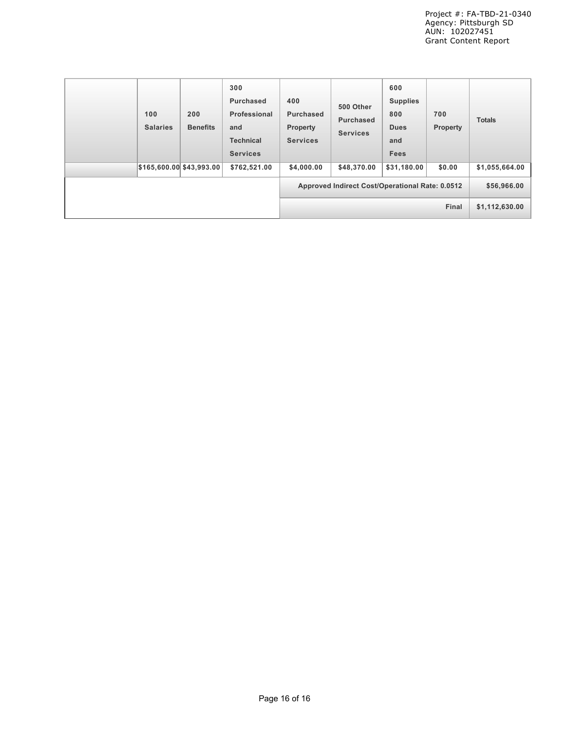| | 100 Salaries | 200 Benefits | 300 Purchased Professional and Technical Services | 400 Purchased Property Services | 500 Other Purchased Services | 600 Supplies 800 Dues and Fees | 700 Property | Totals |
|---|---|---|---|---|---|---|---|---|
| | $165,600.00 | $43,993.00 | $762,521.00 | $4,000.00 | $48,370.00 | $31,180.00 | $0.00 | $1,055,664.00 |
| | | | | Approved Indirect Cost/Operational Rate: 0.0512 | | | | $56,966.00 |
| | | | | Final | | | | $1,112,630.00 |